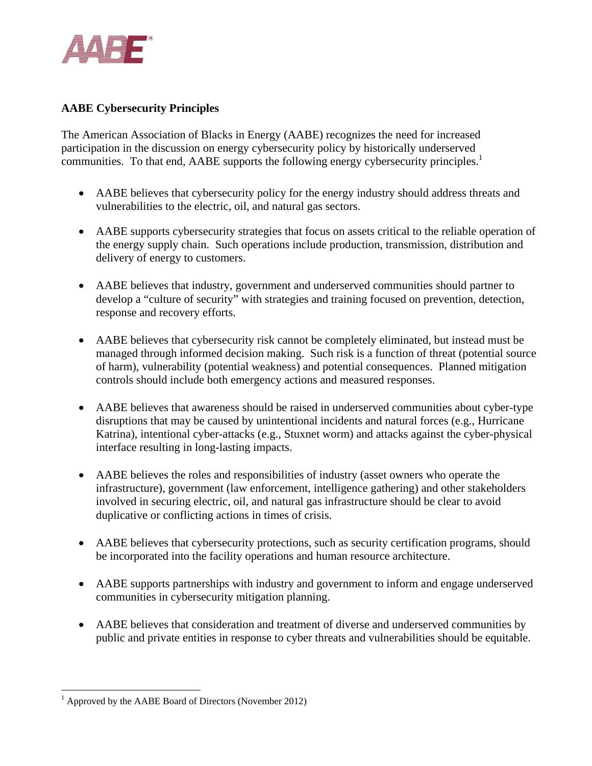**AABE Cybersecurity Principles**

The American Association of Blacks in Energy (AABE) recognizes the need for increased participation in the discussion on energy cybersecurity policy by historically underserved communities. To that end, AABE supports the following energy cybersecurity principles.[1]

- AABE believes that cybersecurity policy for the energy industry should address threats and vulnerabilities to the electric, oil, and natural gas sectors.
- AABE supports cybersecurity strategies that focus on assets critical to the reliable operation of the energy supply chain. Such operations include production, transmission, distribution and delivery of energy to customers.
- AABE believes that industry, government and underserved communities should partner to develop a "culture of security" with strategies and training focused on prevention, detection, response and recovery efforts.
- AABE believes that cybersecurity risk cannot be completely eliminated, but instead must be managed through informed decision making. Such risk is a function of threat (potential source of harm), vulnerability (potential weakness) and potential consequences. Planned mitigation controls should include both emergency actions and measured responses.
- AABE believes that awareness should be raised in underserved communities about cyber-type disruptions that may be caused by unintentional incidents and natural forces (e.g., Hurricane Katrina), intentional cyber-attacks (e.g., Stuxnet worm) and attacks against the cyber-physical interface resulting in long-lasting impacts.
- AABE believes the roles and responsibilities of industry (asset owners who operate the infrastructure), government (law enforcement, intelligence gathering) and other stakeholders involved in securing electric, oil, and natural gas infrastructure should be clear to avoid duplicative or conflicting actions in times of crisis.
- AABE believes that cybersecurity protections, such as security certification programs, should be incorporated into the facility operations and human resource architecture.
- AABE supports partnerships with industry and government to inform and engage underserved communities in cybersecurity mitigation planning.
- AABE believes that consideration and treatment of diverse and underserved communities by public and private entities in response to cyber threats and vulnerabilities should be equitable.

[1] Approved by the AABE Board of Directors (November 2012)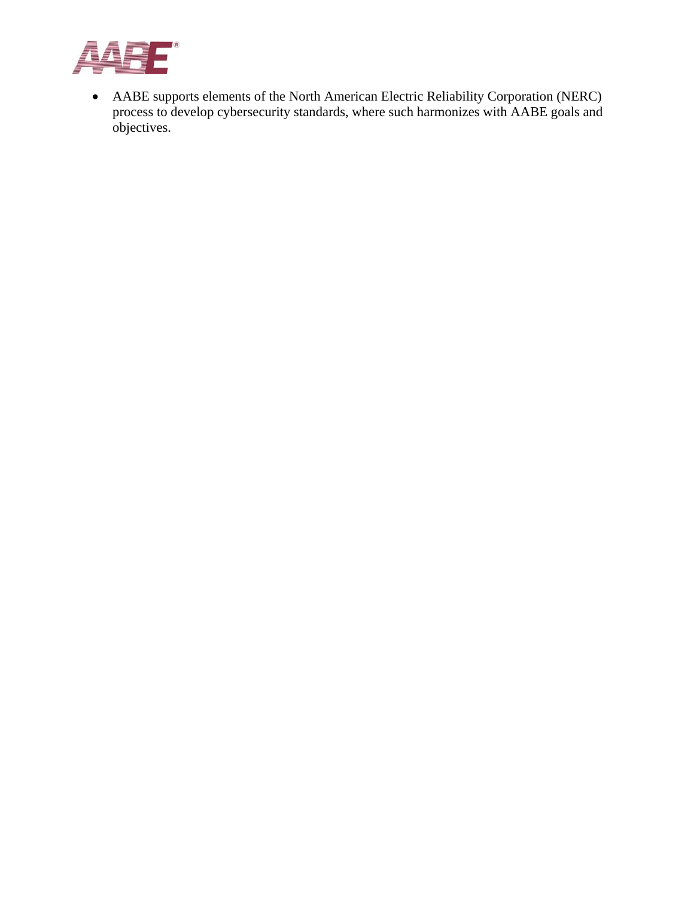- AABE supports elements of the North American Electric Reliability Corporation (NERC) process to develop cybersecurity standards, where such harmonizes with AABE goals and objectives.